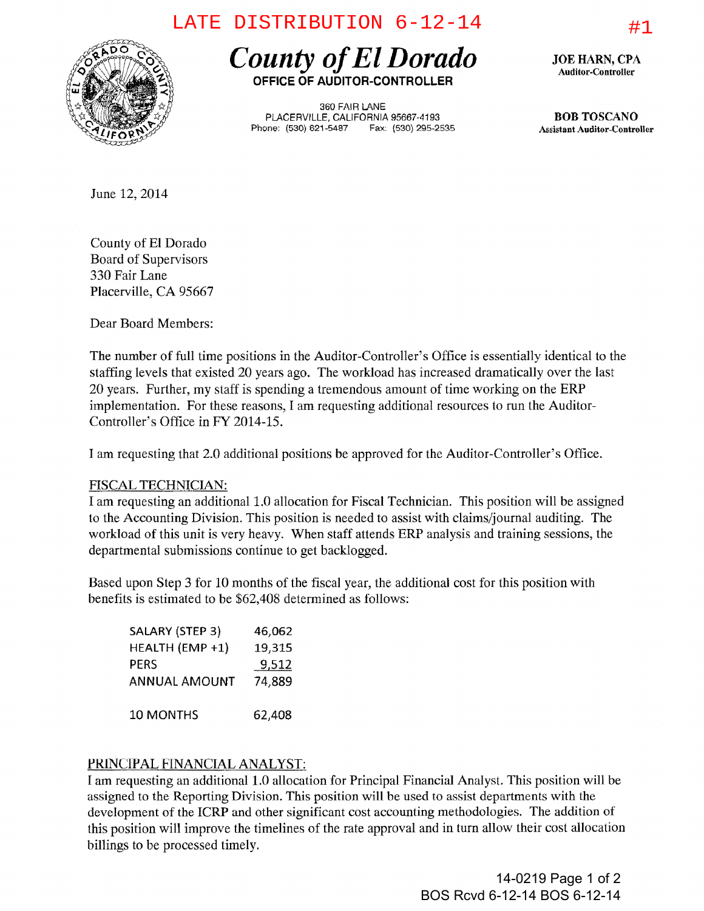LATE DISTRIBUTION 6-12-14

#1

# County of El Dorado

**OFFICE OF AUDITOR-CONTROLLER**

360 FAIR LANE
PLACERVILLE, CALIFORNIA 95667-4193
Phone: (530) 621-5487 Fax: (530) 295-2535

**JOE HARN, CPA**
Auditor-Controller

**BOB TOSCANO**
Assistant Auditor-Controller

June 12, 2014

County of El Dorado
Board of Supervisors
330 Fair Lane
Placerville, CA 95667

Dear Board Members:

The number of full time positions in the Auditor-Controller's Office is essentially identical to the staffing levels that existed 20 years ago. The workload has increased dramatically over the last 20 years. Further, my staff is spending a tremendous amount of time working on the ERP implementation. For these reasons, I am requesting additional resources to run the Auditor-Controller's Office in FY 2014-15.

I am requesting that 2.0 additional positions be approved for the Auditor-Controller's Office.

FISCAL TECHNICIAN:

I am requesting an additional 1.0 allocation for Fiscal Technician. This position will be assigned to the Accounting Division. This position is needed to assist with claims/journal auditing. The workload of this unit is very heavy. When staff attends ERP analysis and training sessions, the departmental submissions continue to get backlogged.

Based upon Step 3 for 10 months of the fiscal year, the additional cost for this position with benefits is estimated to be $62,408 determined as follows:

| | |
|---|---|
| SALARY (STEP 3) | 46,062 |
| HEALTH (EMP +1) | 19,315 |
| PERS | 9,512 |
| ANNUAL AMOUNT | 74,889 |
| | |
| 10 MONTHS | 62,408 |

PRINCIPAL FINANCIAL ANALYST:

I am requesting an additional 1.0 allocation for Principal Financial Analyst. This position will be assigned to the Reporting Division. This position will be used to assist departments with the development of the ICRP and other significant cost accounting methodologies. The addition of this position will improve the timelines of the rate approval and in turn allow their cost allocation billings to be processed timely.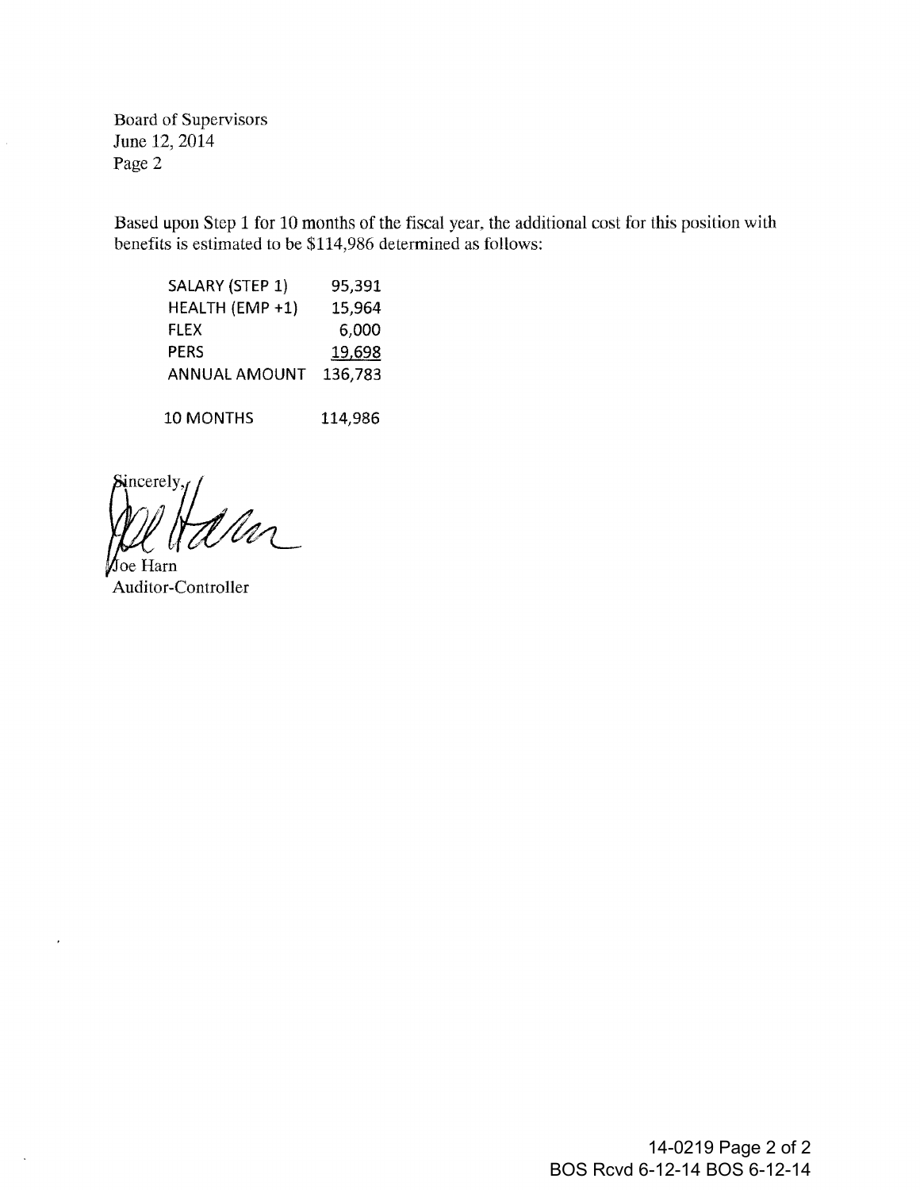Board of Supervisors
June 12, 2014
Page 2

Based upon Step 1 for 10 months of the fiscal year, the additional cost for this position with benefits is estimated to be $114,986 determined as follows:

| | |
|---|---|
| SALARY (STEP 1) | 95,391 |
| HEALTH (EMP +1) | 15,964 |
| FLEX | 6,000 |
| PERS | 19,698 |
| ANNUAL AMOUNT | 136,783 |
| | |
| 10 MONTHS | 114,986 |

Sincerely,

Joe Harn
Auditor-Controller

14-0219 Page 2 of 2
BOS Rcvd 6-12-14 BOS 6-12-14